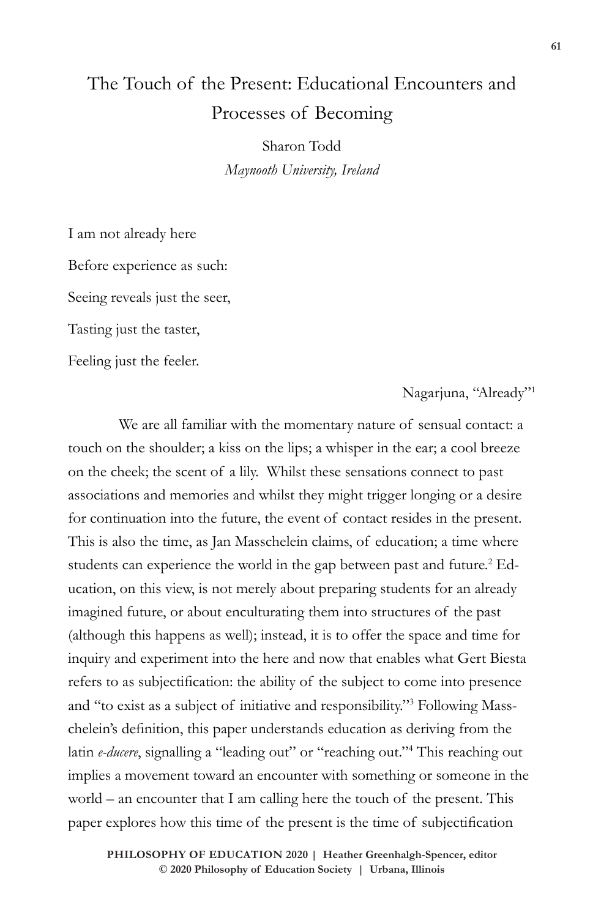# The Touch of the Present: Educational Encounters and Processes of Becoming

Sharon Todd
*Maynooth University, Ireland*

I am not already here

Before experience as such:

Seeing reveals just the seer,

Tasting just the taster,

Feeling just the feeler.

Nagarjuna, "Already"[1]

We are all familiar with the momentary nature of sensual contact: a touch on the shoulder; a kiss on the lips; a whisper in the ear; a cool breeze on the cheek; the scent of a lily. Whilst these sensations connect to past associations and memories and whilst they might trigger longing or a desire for continuation into the future, the event of contact resides in the present. This is also the time, as Jan Masschelein claims, of education; a time where students can experience the world in the gap between past and future.[2] Education, on this view, is not merely about preparing students for an already imagined future, or about enculturating them into structures of the past (although this happens as well); instead, it is to offer the space and time for inquiry and experiment into the here and now that enables what Gert Biesta refers to as subjectification: the ability of the subject to come into presence and "to exist as a subject of initiative and responsibility."[3] Following Masschelein's definition, this paper understands education as deriving from the latin *e-ducere*, signalling a "leading out" or "reaching out."[4] This reaching out implies a movement toward an encounter with something or someone in the world – an encounter that I am calling here the touch of the present. This paper explores how this time of the present is the time of subjectification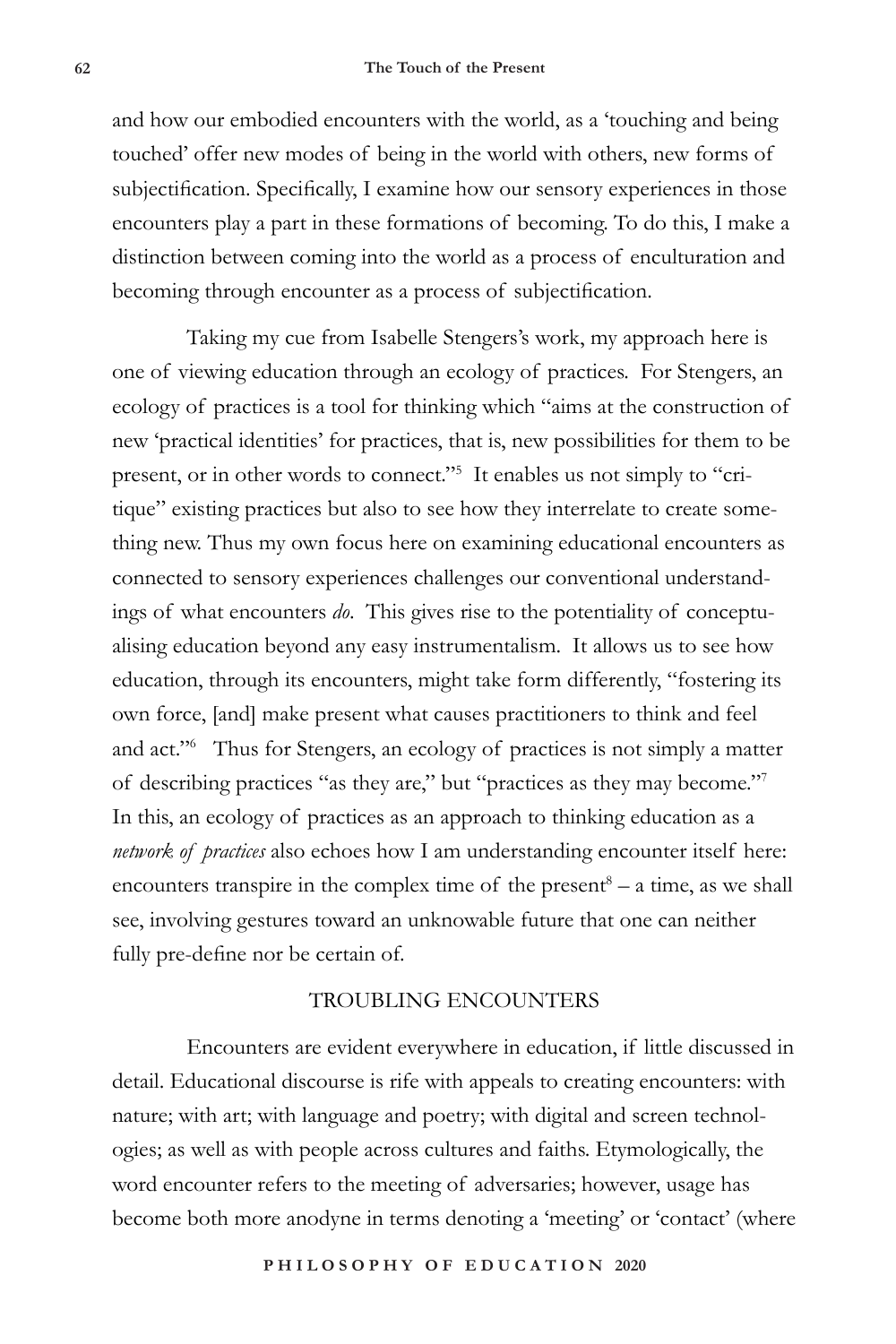and how our embodied encounters with the world, as a 'touching and being touched' offer new modes of being in the world with others, new forms of subjectification. Specifically, I examine how our sensory experiences in those encounters play a part in these formations of becoming. To do this, I make a distinction between coming into the world as a process of enculturation and becoming through encounter as a process of subjectification.

Taking my cue from Isabelle Stengers's work, my approach here is one of viewing education through an ecology of practices. For Stengers, an ecology of practices is a tool for thinking which "aims at the construction of new 'practical identities' for practices, that is, new possibilities for them to be present, or in other words to connect."[5] It enables us not simply to "critique" existing practices but also to see how they interrelate to create something new. Thus my own focus here on examining educational encounters as connected to sensory experiences challenges our conventional understandings of what encounters *do*. This gives rise to the potentiality of conceptualising education beyond any easy instrumentalism. It allows us to see how education, through its encounters, might take form differently, "fostering its own force, [and] make present what causes practitioners to think and feel and act."[6] Thus for Stengers, an ecology of practices is not simply a matter of describing practices "as they are," but "practices as they may become."[7] In this, an ecology of practices as an approach to thinking education as a *network of practices* also echoes how I am understanding encounter itself here: encounters transpire in the complex time of the present[8] – a time, as we shall see, involving gestures toward an unknowable future that one can neither fully pre-define nor be certain of.

## TROUBLING ENCOUNTERS

Encounters are evident everywhere in education, if little discussed in detail. Educational discourse is rife with appeals to creating encounters: with nature; with art; with language and poetry; with digital and screen technologies; as well as with people across cultures and faiths. Etymologically, the word encounter refers to the meeting of adversaries; however, usage has become both more anodyne in terms denoting a 'meeting' or 'contact' (where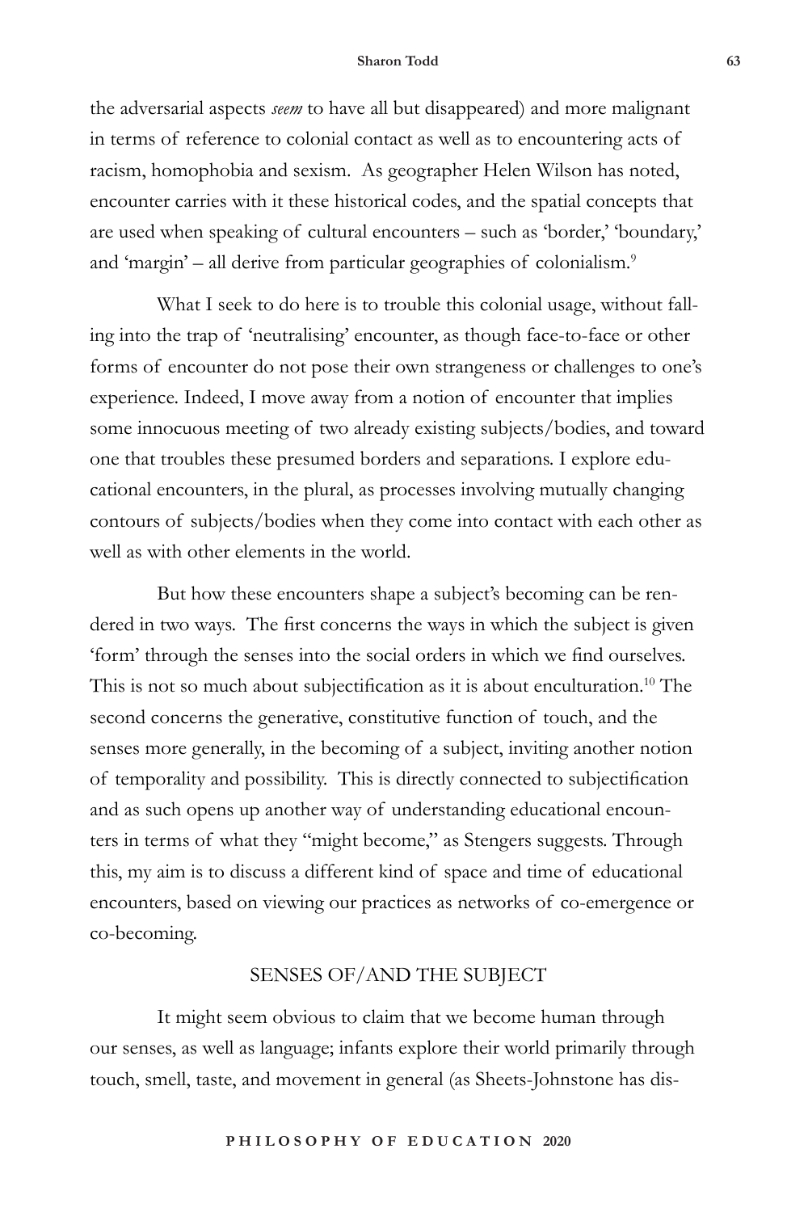the adversarial aspects *seem* to have all but disappeared) and more malignant in terms of reference to colonial contact as well as to encountering acts of racism, homophobia and sexism. As geographer Helen Wilson has noted, encounter carries with it these historical codes, and the spatial concepts that are used when speaking of cultural encounters – such as 'border,' 'boundary,' and 'margin' – all derive from particular geographies of colonialism.[9]

What I seek to do here is to trouble this colonial usage, without falling into the trap of 'neutralising' encounter, as though face-to-face or other forms of encounter do not pose their own strangeness or challenges to one's experience. Indeed, I move away from a notion of encounter that implies some innocuous meeting of two already existing subjects/bodies, and toward one that troubles these presumed borders and separations. I explore educational encounters, in the plural, as processes involving mutually changing contours of subjects/bodies when they come into contact with each other as well as with other elements in the world.

But how these encounters shape a subject's becoming can be rendered in two ways. The first concerns the ways in which the subject is given 'form' through the senses into the social orders in which we find ourselves. This is not so much about subjectification as it is about enculturation.[10] The second concerns the generative, constitutive function of touch, and the senses more generally, in the becoming of a subject, inviting another notion of temporality and possibility. This is directly connected to subjectification and as such opens up another way of understanding educational encounters in terms of what they "might become," as Stengers suggests. Through this, my aim is to discuss a different kind of space and time of educational encounters, based on viewing our practices as networks of co-emergence or co-becoming.

## SENSES OF/AND THE SUBJECT

It might seem obvious to claim that we become human through our senses, as well as language; infants explore their world primarily through touch, smell, taste, and movement in general (as Sheets-Johnstone has dis-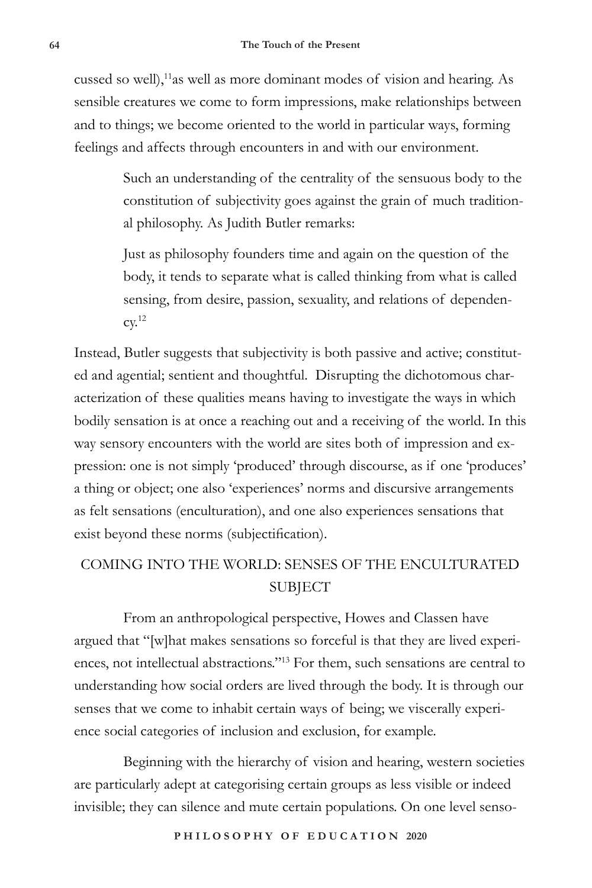cussed so well),[11]as well as more dominant modes of vision and hearing. As sensible creatures we come to form impressions, make relationships between and to things; we become oriented to the world in particular ways, forming feelings and affects through encounters in and with our environment.

> Such an understanding of the centrality of the sensuous body to the constitution of subjectivity goes against the grain of much traditional philosophy. As Judith Butler remarks:
>
> Just as philosophy founders time and again on the question of the body, it tends to separate what is called thinking from what is called sensing, from desire, passion, sexuality, and relations of dependency.[12]

Instead, Butler suggests that subjectivity is both passive and active; constituted and agential; sentient and thoughtful. Disrupting the dichotomous characterization of these qualities means having to investigate the ways in which bodily sensation is at once a reaching out and a receiving of the world. In this way sensory encounters with the world are sites both of impression and expression: one is not simply 'produced' through discourse, as if one 'produces' a thing or object; one also 'experiences' norms and discursive arrangements as felt sensations (enculturation), and one also experiences sensations that exist beyond these norms (subjectification).

## COMING INTO THE WORLD: SENSES OF THE ENCULTURATED SUBJECT

From an anthropological perspective, Howes and Classen have argued that "[w]hat makes sensations so forceful is that they are lived experiences, not intellectual abstractions."[13] For them, such sensations are central to understanding how social orders are lived through the body. It is through our senses that we come to inhabit certain ways of being; we viscerally experience social categories of inclusion and exclusion, for example.

Beginning with the hierarchy of vision and hearing, western societies are particularly adept at categorising certain groups as less visible or indeed invisible; they can silence and mute certain populations. On one level senso-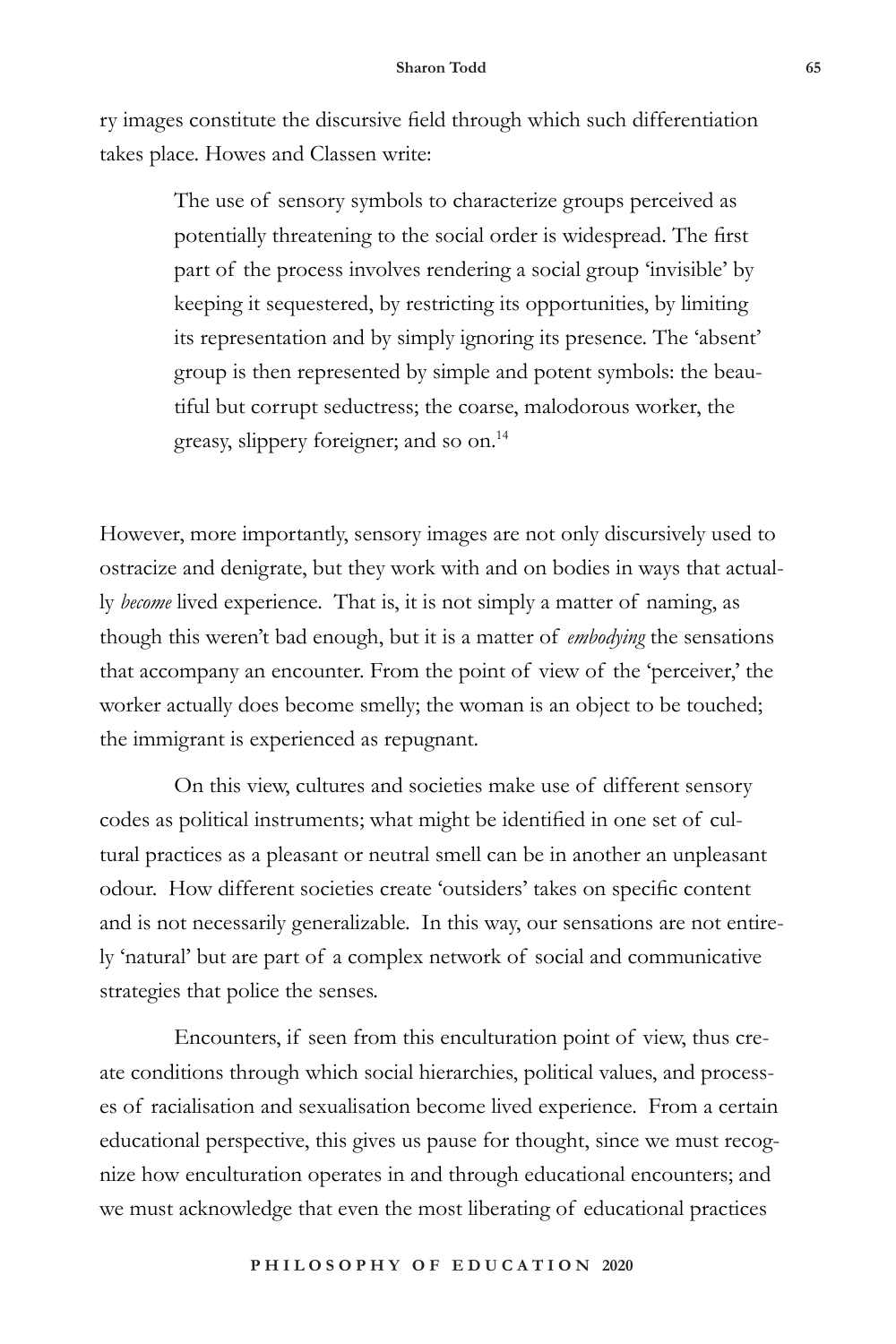ry images constitute the discursive field through which such differentiation takes place. Howes and Classen write:

> The use of sensory symbols to characterize groups perceived as potentially threatening to the social order is widespread. The first part of the process involves rendering a social group 'invisible' by keeping it sequestered, by restricting its opportunities, by limiting its representation and by simply ignoring its presence. The 'absent' group is then represented by simple and potent symbols: the beautiful but corrupt seductress; the coarse, malodorous worker, the greasy, slippery foreigner; and so on.[14]

However, more importantly, sensory images are not only discursively used to ostracize and denigrate, but they work with and on bodies in ways that actually *become* lived experience. That is, it is not simply a matter of naming, as though this weren't bad enough, but it is a matter of *embodying* the sensations that accompany an encounter. From the point of view of the 'perceiver,' the worker actually does become smelly; the woman is an object to be touched; the immigrant is experienced as repugnant.

On this view, cultures and societies make use of different sensory codes as political instruments; what might be identified in one set of cultural practices as a pleasant or neutral smell can be in another an unpleasant odour. How different societies create 'outsiders' takes on specific content and is not necessarily generalizable. In this way, our sensations are not entirely 'natural' but are part of a complex network of social and communicative strategies that police the senses.

Encounters, if seen from this enculturation point of view, thus create conditions through which social hierarchies, political values, and processes of racialisation and sexualisation become lived experience. From a certain educational perspective, this gives us pause for thought, since we must recognize how enculturation operates in and through educational encounters; and we must acknowledge that even the most liberating of educational practices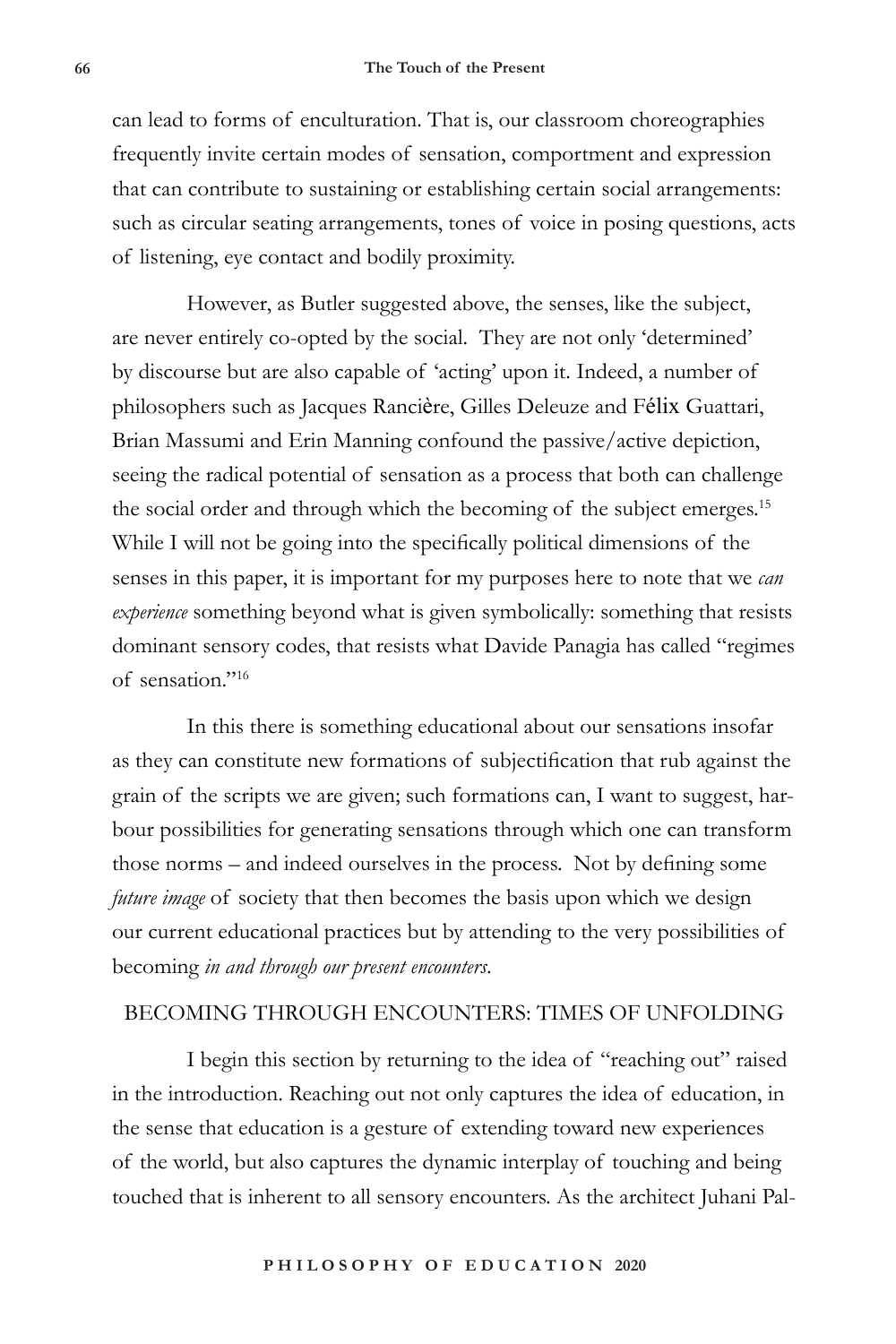can lead to forms of enculturation. That is, our classroom choreographies frequently invite certain modes of sensation, comportment and expression that can contribute to sustaining or establishing certain social arrangements: such as circular seating arrangements, tones of voice in posing questions, acts of listening, eye contact and bodily proximity.

However, as Butler suggested above, the senses, like the subject, are never entirely co-opted by the social. They are not only 'determined' by discourse but are also capable of 'acting' upon it. Indeed, a number of philosophers such as Jacques Rancière, Gilles Deleuze and Félix Guattari, Brian Massumi and Erin Manning confound the passive/active depiction, seeing the radical potential of sensation as a process that both can challenge the social order and through which the becoming of the subject emerges.[15] While I will not be going into the specifically political dimensions of the senses in this paper, it is important for my purposes here to note that we *can experience* something beyond what is given symbolically: something that resists dominant sensory codes, that resists what Davide Panagia has called "regimes of sensation."[16]

In this there is something educational about our sensations insofar as they can constitute new formations of subjectification that rub against the grain of the scripts we are given; such formations can, I want to suggest, harbour possibilities for generating sensations through which one can transform those norms – and indeed ourselves in the process. Not by defining some *future image* of society that then becomes the basis upon which we design our current educational practices but by attending to the very possibilities of becoming *in and through our present encounters*.

## BECOMING THROUGH ENCOUNTERS: TIMES OF UNFOLDING

I begin this section by returning to the idea of "reaching out" raised in the introduction. Reaching out not only captures the idea of education, in the sense that education is a gesture of extending toward new experiences of the world, but also captures the dynamic interplay of touching and being touched that is inherent to all sensory encounters. As the architect Juhani Pal-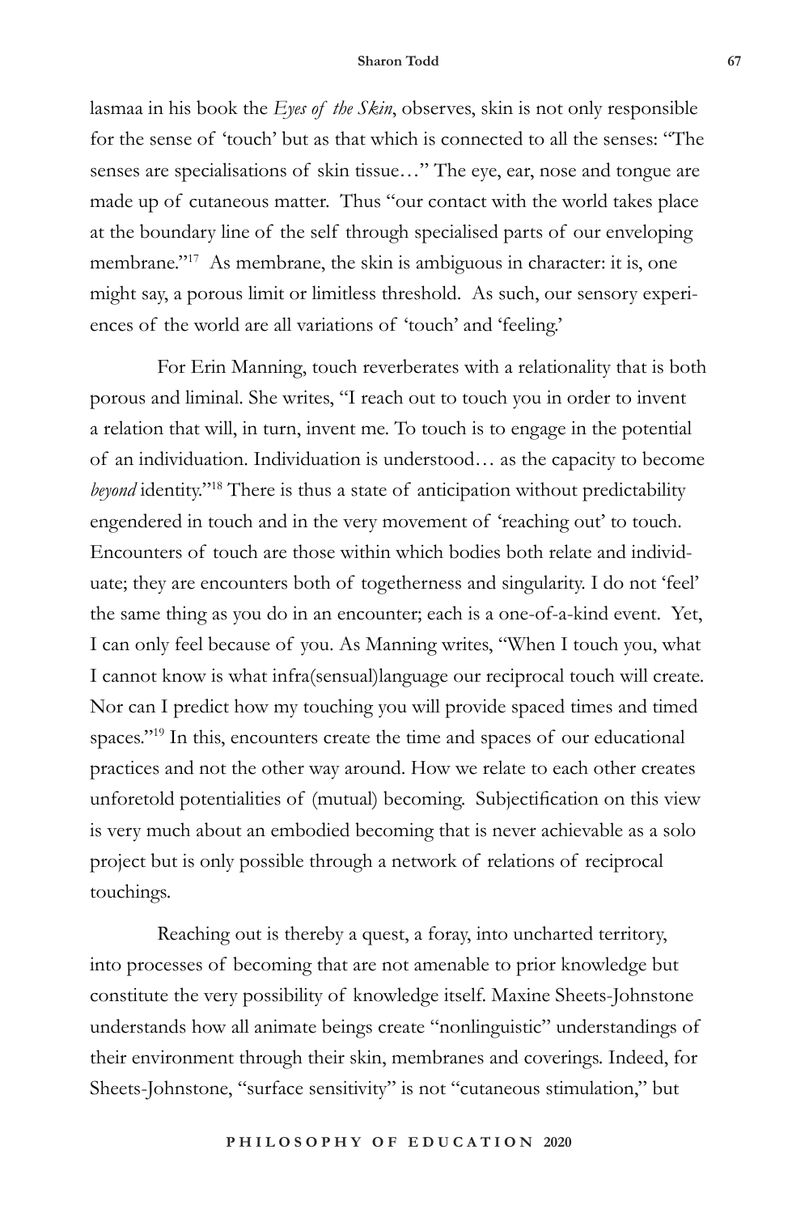lasmaa in his book the *Eyes of the Skin*, observes, skin is not only responsible for the sense of 'touch' but as that which is connected to all the senses: "The senses are specialisations of skin tissue…" The eye, ear, nose and tongue are made up of cutaneous matter. Thus "our contact with the world takes place at the boundary line of the self through specialised parts of our enveloping membrane."[17] As membrane, the skin is ambiguous in character: it is, one might say, a porous limit or limitless threshold. As such, our sensory experiences of the world are all variations of 'touch' and 'feeling.'

For Erin Manning, touch reverberates with a relationality that is both porous and liminal. She writes, "I reach out to touch you in order to invent a relation that will, in turn, invent me. To touch is to engage in the potential of an individuation. Individuation is understood… as the capacity to become *beyond* identity."[18] There is thus a state of anticipation without predictability engendered in touch and in the very movement of 'reaching out' to touch. Encounters of touch are those within which bodies both relate and individuate; they are encounters both of togetherness and singularity. I do not 'feel' the same thing as you do in an encounter; each is a one-of-a-kind event. Yet, I can only feel because of you. As Manning writes, "When I touch you, what I cannot know is what infra(sensual)language our reciprocal touch will create. Nor can I predict how my touching you will provide spaced times and timed spaces."[19] In this, encounters create the time and spaces of our educational practices and not the other way around. How we relate to each other creates unforetold potentialities of (mutual) becoming. Subjectification on this view is very much about an embodied becoming that is never achievable as a solo project but is only possible through a network of relations of reciprocal touchings.

Reaching out is thereby a quest, a foray, into uncharted territory, into processes of becoming that are not amenable to prior knowledge but constitute the very possibility of knowledge itself. Maxine Sheets-Johnstone understands how all animate beings create "nonlinguistic" understandings of their environment through their skin, membranes and coverings. Indeed, for Sheets-Johnstone, "surface sensitivity" is not "cutaneous stimulation," but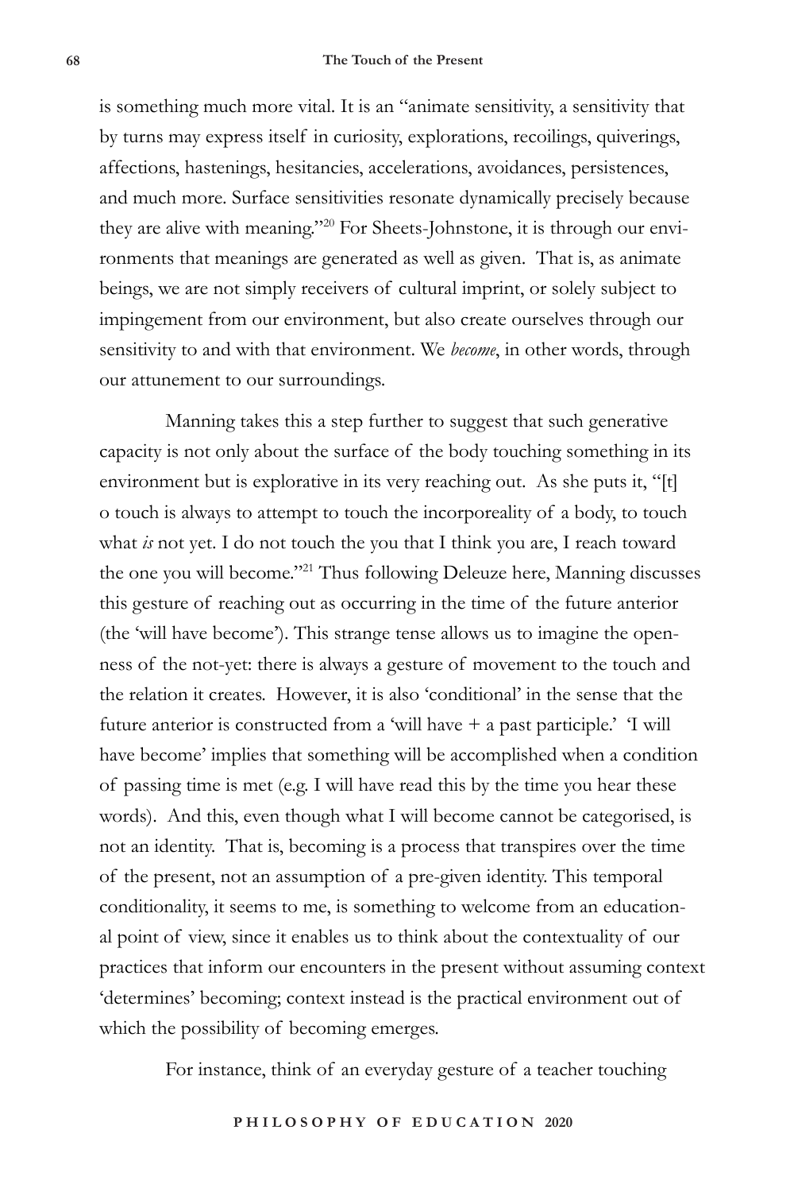is something much more vital. It is an "animate sensitivity, a sensitivity that by turns may express itself in curiosity, explorations, recoilings, quiverings, affections, hastenings, hesitancies, accelerations, avoidances, persistences, and much more. Surface sensitivities resonate dynamically precisely because they are alive with meaning."[20] For Sheets-Johnstone, it is through our environments that meanings are generated as well as given. That is, as animate beings, we are not simply receivers of cultural imprint, or solely subject to impingement from our environment, but also create ourselves through our sensitivity to and with that environment. We *become*, in other words, through our attunement to our surroundings.

Manning takes this a step further to suggest that such generative capacity is not only about the surface of the body touching something in its environment but is explorative in its very reaching out. As she puts it, "[t]o touch is always to attempt to touch the incorporeality of a body, to touch what *is* not yet. I do not touch the you that I think you are, I reach toward the one you will become."[21] Thus following Deleuze here, Manning discusses this gesture of reaching out as occurring in the time of the future anterior (the 'will have become'). This strange tense allows us to imagine the openness of the not-yet: there is always a gesture of movement to the touch and the relation it creates. However, it is also 'conditional' in the sense that the future anterior is constructed from a 'will have + a past participle.' 'I will have become' implies that something will be accomplished when a condition of passing time is met (e.g. I will have read this by the time you hear these words). And this, even though what I will become cannot be categorised, is not an identity. That is, becoming is a process that transpires over the time of the present, not an assumption of a pre-given identity. This temporal conditionality, it seems to me, is something to welcome from an educational point of view, since it enables us to think about the contextuality of our practices that inform our encounters in the present without assuming context 'determines' becoming; context instead is the practical environment out of which the possibility of becoming emerges.

For instance, think of an everyday gesture of a teacher touching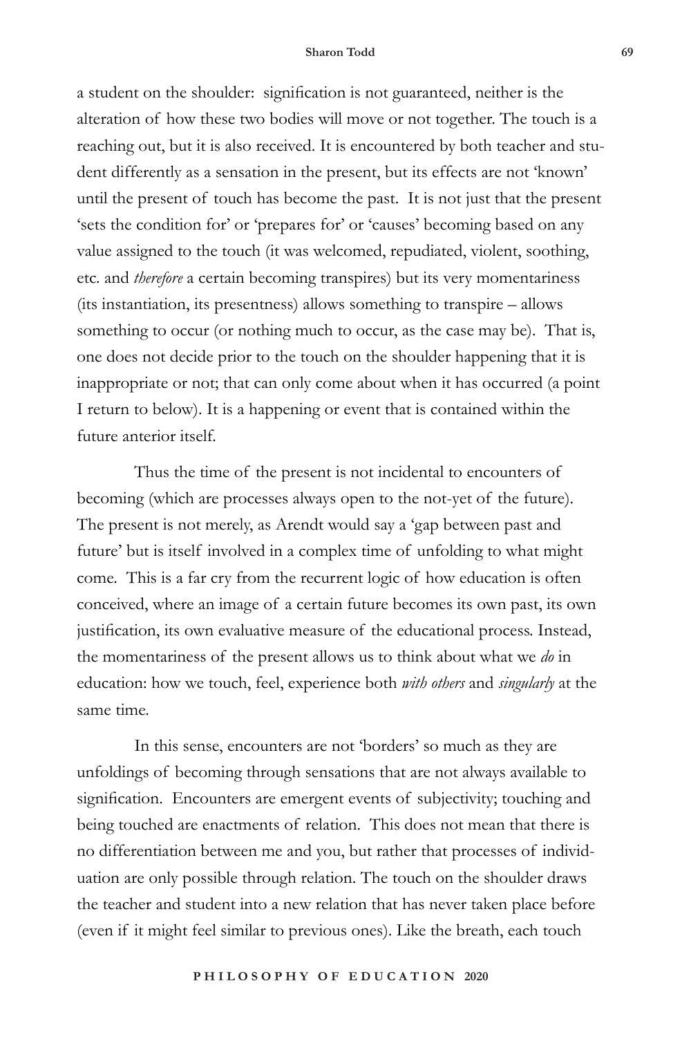a student on the shoulder: signification is not guaranteed, neither is the alteration of how these two bodies will move or not together. The touch is a reaching out, but it is also received. It is encountered by both teacher and student differently as a sensation in the present, but its effects are not 'known' until the present of touch has become the past. It is not just that the present 'sets the condition for' or 'prepares for' or 'causes' becoming based on any value assigned to the touch (it was welcomed, repudiated, violent, soothing, etc. and *therefore* a certain becoming transpires) but its very momentariness (its instantiation, its presentness) allows something to transpire – allows something to occur (or nothing much to occur, as the case may be). That is, one does not decide prior to the touch on the shoulder happening that it is inappropriate or not; that can only come about when it has occurred (a point I return to below). It is a happening or event that is contained within the future anterior itself.

Thus the time of the present is not incidental to encounters of becoming (which are processes always open to the not-yet of the future). The present is not merely, as Arendt would say a 'gap between past and future' but is itself involved in a complex time of unfolding to what might come. This is a far cry from the recurrent logic of how education is often conceived, where an image of a certain future becomes its own past, its own justification, its own evaluative measure of the educational process. Instead, the momentariness of the present allows us to think about what we *do* in education: how we touch, feel, experience both *with others* and *singularly* at the same time.

In this sense, encounters are not 'borders' so much as they are unfoldings of becoming through sensations that are not always available to signification. Encounters are emergent events of subjectivity; touching and being touched are enactments of relation. This does not mean that there is no differentiation between me and you, but rather that processes of individuation are only possible through relation. The touch on the shoulder draws the teacher and student into a new relation that has never taken place before (even if it might feel similar to previous ones). Like the breath, each touch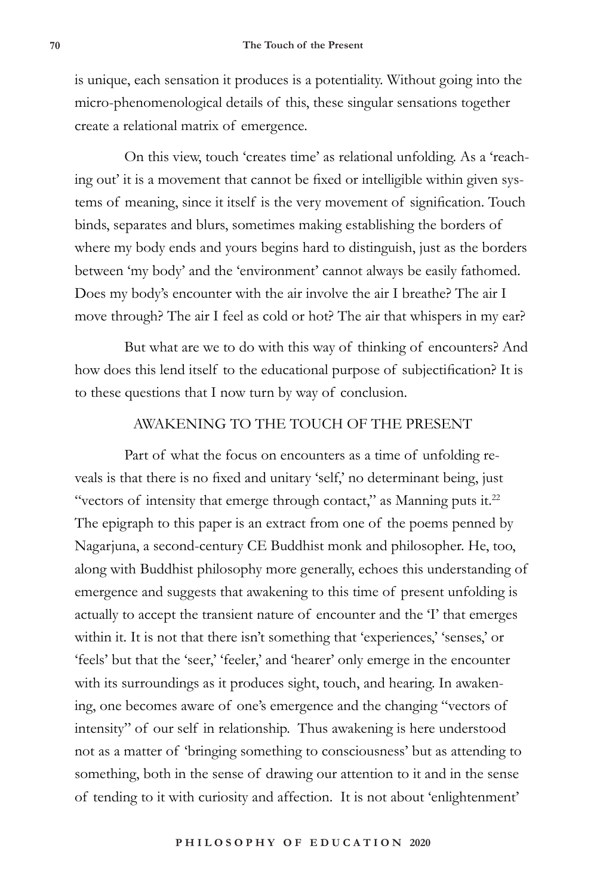is unique, each sensation it produces is a potentiality. Without going into the micro-phenomenological details of this, these singular sensations together create a relational matrix of emergence.

On this view, touch 'creates time' as relational unfolding. As a 'reaching out' it is a movement that cannot be fixed or intelligible within given systems of meaning, since it itself is the very movement of signification. Touch binds, separates and blurs, sometimes making establishing the borders of where my body ends and yours begins hard to distinguish, just as the borders between 'my body' and the 'environment' cannot always be easily fathomed. Does my body's encounter with the air involve the air I breathe? The air I move through? The air I feel as cold or hot? The air that whispers in my ear?

But what are we to do with this way of thinking of encounters? And how does this lend itself to the educational purpose of subjectification? It is to these questions that I now turn by way of conclusion.

## AWAKENING TO THE TOUCH OF THE PRESENT

Part of what the focus on encounters as a time of unfolding reveals is that there is no fixed and unitary 'self,' no determinant being, just "vectors of intensity that emerge through contact," as Manning puts it.[22] The epigraph to this paper is an extract from one of the poems penned by Nagarjuna, a second-century CE Buddhist monk and philosopher. He, too, along with Buddhist philosophy more generally, echoes this understanding of emergence and suggests that awakening to this time of present unfolding is actually to accept the transient nature of encounter and the 'I' that emerges within it. It is not that there isn't something that 'experiences,' 'senses,' or 'feels' but that the 'seer,' 'feeler,' and 'hearer' only emerge in the encounter with its surroundings as it produces sight, touch, and hearing. In awakening, one becomes aware of one's emergence and the changing "vectors of intensity" of our self in relationship. Thus awakening is here understood not as a matter of 'bringing something to consciousness' but as attending to something, both in the sense of drawing our attention to it and in the sense of tending to it with curiosity and affection. It is not about 'enlightenment'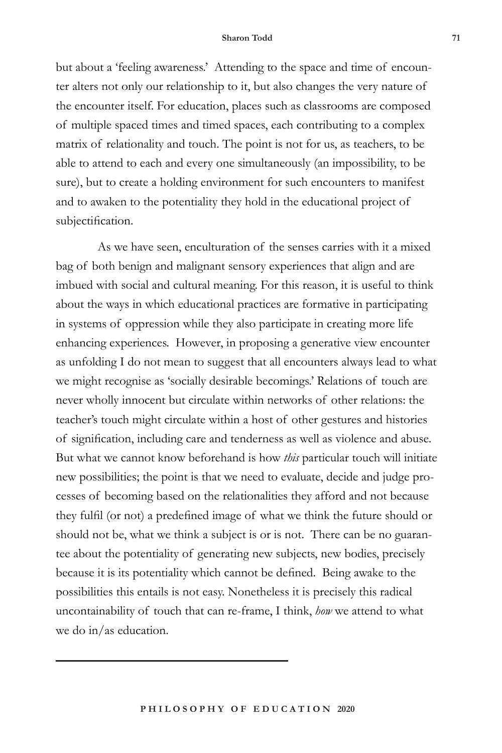but about a 'feeling awareness.' Attending to the space and time of encounter alters not only our relationship to it, but also changes the very nature of the encounter itself. For education, places such as classrooms are composed of multiple spaced times and timed spaces, each contributing to a complex matrix of relationality and touch. The point is not for us, as teachers, to be able to attend to each and every one simultaneously (an impossibility, to be sure), but to create a holding environment for such encounters to manifest and to awaken to the potentiality they hold in the educational project of subjectification.

As we have seen, enculturation of the senses carries with it a mixed bag of both benign and malignant sensory experiences that align and are imbued with social and cultural meaning. For this reason, it is useful to think about the ways in which educational practices are formative in participating in systems of oppression while they also participate in creating more life enhancing experiences. However, in proposing a generative view encounter as unfolding I do not mean to suggest that all encounters always lead to what we might recognise as 'socially desirable becomings.' Relations of touch are never wholly innocent but circulate within networks of other relations: the teacher's touch might circulate within a host of other gestures and histories of signification, including care and tenderness as well as violence and abuse. But what we cannot know beforehand is how *this* particular touch will initiate new possibilities; the point is that we need to evaluate, decide and judge processes of becoming based on the relationalities they afford and not because they fulfil (or not) a predefined image of what we think the future should or should not be, what we think a subject is or is not. There can be no guarantee about the potentiality of generating new subjects, new bodies, precisely because it is its potentiality which cannot be defined. Being awake to the possibilities this entails is not easy. Nonetheless it is precisely this radical uncontainability of touch that can re-frame, I think, *how* we attend to what we do in/as education.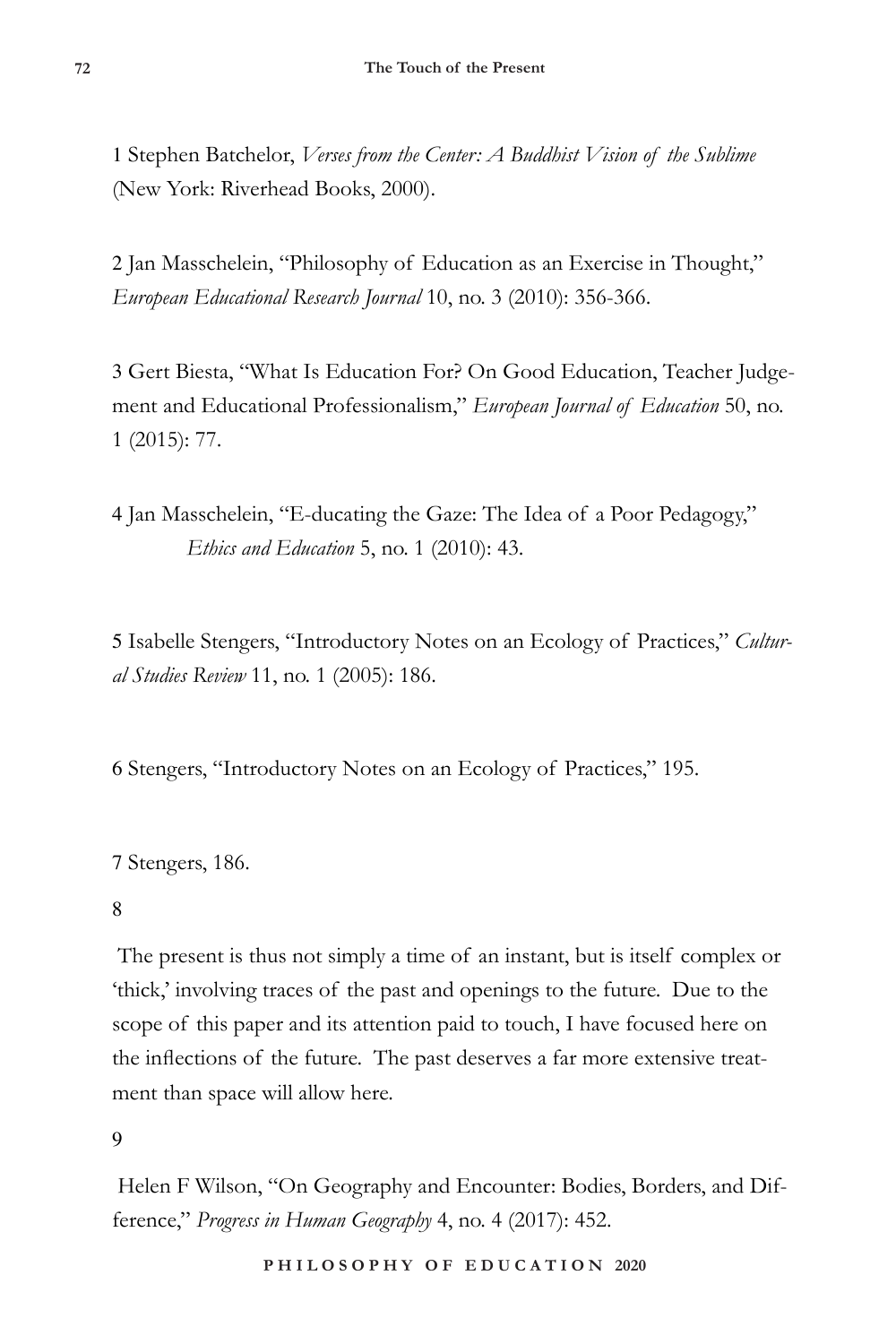1 Stephen Batchelor, *Verses from the Center: A Buddhist Vision of the Sublime* (New York: Riverhead Books, 2000).

2 Jan Masschelein, "Philosophy of Education as an Exercise in Thought," *European Educational Research Journal* 10, no. 3 (2010): 356-366.

3 Gert Biesta, "What Is Education For? On Good Education, Teacher Judgement and Educational Professionalism," *European Journal of Education* 50, no. 1 (2015): 77.

4 Jan Masschelein, "E-ducating the Gaze: The Idea of a Poor Pedagogy," *Ethics and Education* 5, no. 1 (2010): 43.

5 Isabelle Stengers, "Introductory Notes on an Ecology of Practices," *Cultural Studies Review* 11, no. 1 (2005): 186.

6 Stengers, "Introductory Notes on an Ecology of Practices," 195.

7 Stengers, 186.

8 The present is thus not simply a time of an instant, but is itself complex or 'thick,' involving traces of the past and openings to the future. Due to the scope of this paper and its attention paid to touch, I have focused here on the inflections of the future. The past deserves a far more extensive treatment than space will allow here.

9 Helen F Wilson, "On Geography and Encounter: Bodies, Borders, and Difference," *Progress in Human Geography* 4, no. 4 (2017): 452.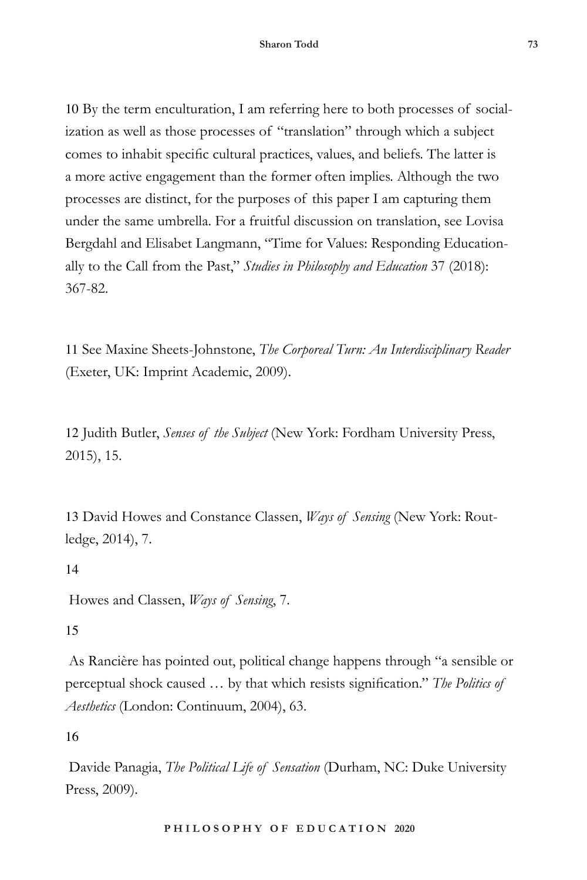10 By the term enculturation, I am referring here to both processes of socialization as well as those processes of "translation" through which a subject comes to inhabit specific cultural practices, values, and beliefs. The latter is a more active engagement than the former often implies. Although the two processes are distinct, for the purposes of this paper I am capturing them under the same umbrella. For a fruitful discussion on translation, see Lovisa Bergdahl and Elisabet Langmann, "Time for Values: Responding Educationally to the Call from the Past," *Studies in Philosophy and Education* 37 (2018): 367-82.

11 See Maxine Sheets-Johnstone, *The Corporeal Turn: An Interdisciplinary Reader* (Exeter, UK: Imprint Academic, 2009).

12 Judith Butler, *Senses of the Subject* (New York: Fordham University Press, 2015), 15.

13 David Howes and Constance Classen, *Ways of Sensing* (New York: Routledge, 2014), 7.

14 Howes and Classen, *Ways of Sensing*, 7.

15 As Rancière has pointed out, political change happens through "a sensible or perceptual shock caused … by that which resists signification." *The Politics of Aesthetics* (London: Continuum, 2004), 63.

16 Davide Panagia, *The Political Life of Sensation* (Durham, NC: Duke University Press, 2009).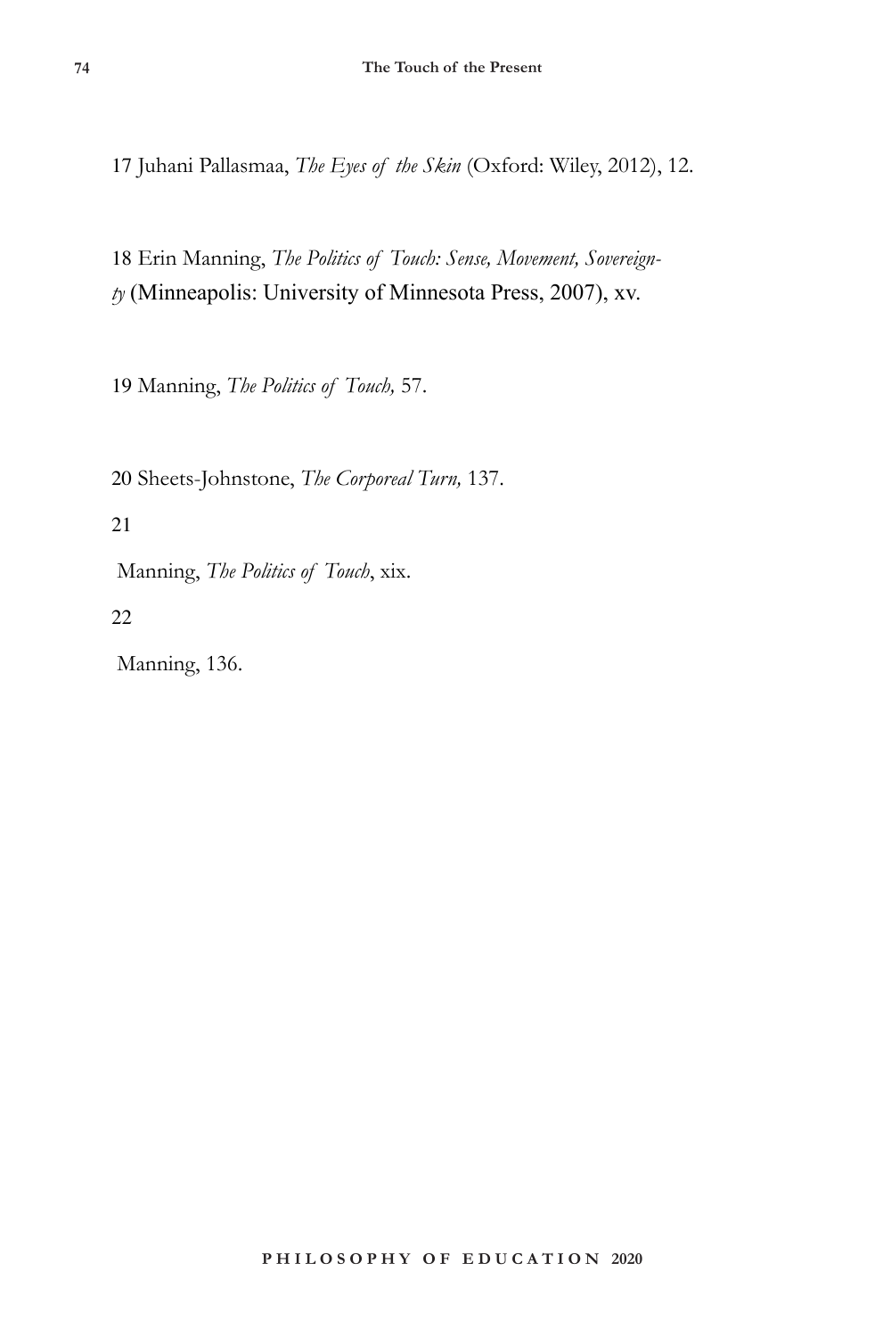17 Juhani Pallasmaa, *The Eyes of the Skin* (Oxford: Wiley, 2012), 12.

18 Erin Manning, *The Politics of Touch: Sense, Movement, Sovereignty* (Minneapolis: University of Minnesota Press, 2007), xv.

19 Manning, *The Politics of Touch,* 57.

20 Sheets-Johnstone, *The Corporeal Turn,* 137.

21 Manning, *The Politics of Touch*, xix.

22 Manning, 136.